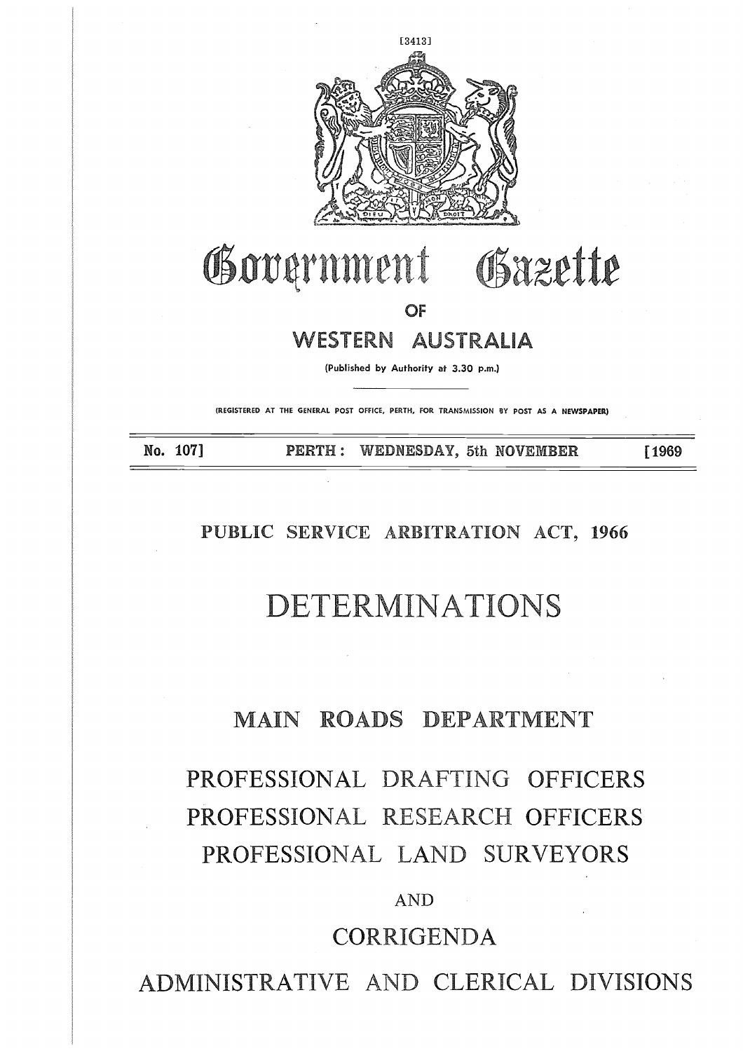[3413]

# Government Gazette

OF

## WESTERN AUSTRALIA

(Published by Authority at 3.30 p.m.)

(REGISTERED AT THE GENERAL POST OFFICE, PERTH, FOR TRANSMISSION BY POST AS A NEWSPAPER)

**No. 107]** **PERTH: WEDNESDAY, 5th NOVEMBER** **[1969**

## PUBLIC SERVICE ARBITRATION ACT, 1966

# DETERMINATIONS

## MAIN ROADS DEPARTMENT

## PROFESSIONAL DRAFTING OFFICERS
## PROFESSIONAL RESEARCH OFFICERS
## PROFESSIONAL LAND SURVEYORS

AND

## CORRIGENDA

## ADMINISTRATIVE AND CLERICAL DIVISIONS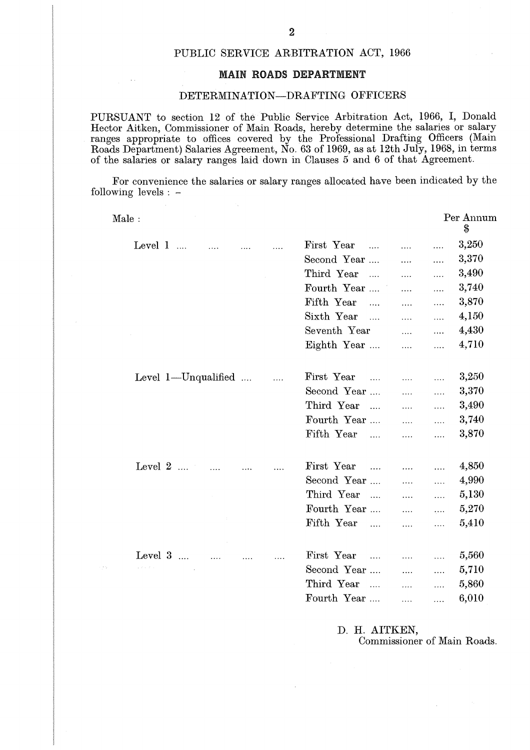PUBLIC SERVICE ARBITRATION ACT, 1966

## MAIN ROADS DEPARTMENT

DETERMINATION—DRAFTING OFFICERS

PURSUANT to section 12 of the Public Service Arbitration Act, 1966, I, Donald Hector Aitken, Commissioner of Main Roads, hereby determine the salaries or salary ranges appropriate to offices covered by the Professional Drafting Officers (Main Roads Department) Salaries Agreement, No. 63 of 1969, as at 12th July, 1968, in terms of the salaries or salary ranges laid down in Clauses 5 and 6 of that Agreement.

For convenience the salaries or salary ranges allocated have been indicated by the following levels : -

| Male : | | Per Annum $ |
|---|---|---|
| Level 1 | First Year | 3,250 |
| | Second Year | 3,370 |
| | Third Year | 3,490 |
| | Fourth Year | 3,740 |
| | Fifth Year | 3,870 |
| | Sixth Year | 4,150 |
| | Seventh Year | 4,430 |
| | Eighth Year | 4,710 |
| Level 1—Unqualified | First Year | 3,250 |
| | Second Year | 3,370 |
| | Third Year | 3,490 |
| | Fourth Year | 3,740 |
| | Fifth Year | 3,870 |
| Level 2 | First Year | 4,850 |
| | Second Year | 4,990 |
| | Third Year | 5,130 |
| | Fourth Year | 5,270 |
| | Fifth Year | 5,410 |
| Level 3 | First Year | 5,560 |
| | Second Year | 5,710 |
| | Third Year | 5,860 |
| | Fourth Year | 6,010 |

D. H. AITKEN,
Commissioner of Main Roads.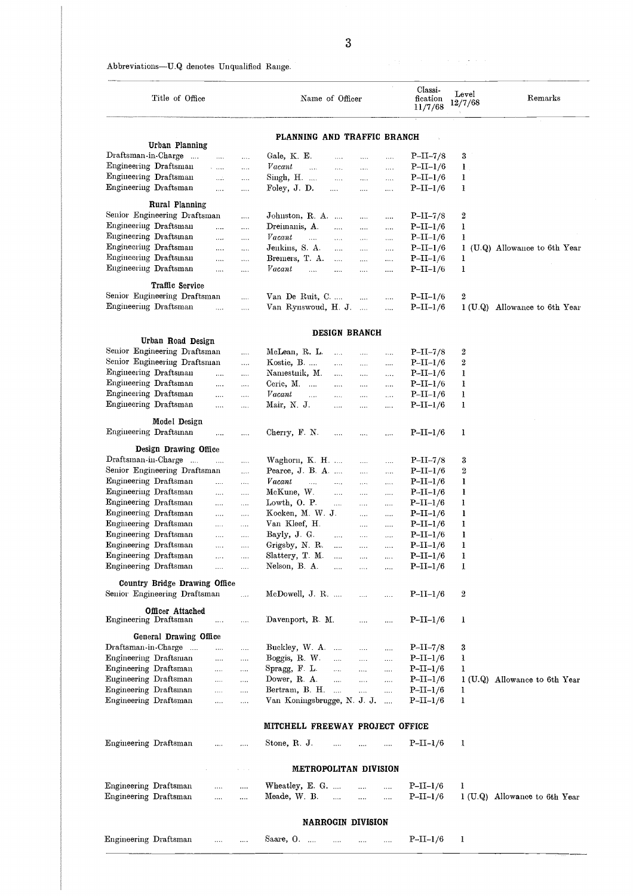Abbreviations—U.Q denotes Unqualified Range.

| Title of Office | Name of Officer | Classification 11/7/68 | Level 12/7/68 | Remarks |
|---|---|---|---|---|
| | **PLANNING AND TRAFFIC BRANCH** | | | |
| **Urban Planning** | | | | |
| Draftsman-in-Charge | Gale, K. E. | P–II–7/8 | 3 | |
| Engineering Draftsman | *Vacant* | P–II–1/6 | 1 | |
| Engineering Draftsman | Singh, H. | P–II–1/6 | 1 | |
| Engineering Draftsman | Foley, J. D. | P–II–1/6 | 1 | |
| **Rural Planning** | | | | |
| Senior Engineering Draftsman | Johnston, R. A. | P–II–7/8 | 2 | |
| Engineering Draftsman | Dreimanis, A. | P–II–1/6 | 1 | |
| Engineering Draftsman | *Vacant* | P–II–1/6 | 1 | |
| Engineering Draftsman | Jenkins, S. A. | P–II–1/6 | 1 (U.Q) | Allowance to 6th Year |
| Engineering Draftsman | Bremers, T. A. | P–II–1/6 | 1 | |
| Engineering Draftsman | *Vacant* | P–II–1/6 | 1 | |
| **Traffic Service** | | | | |
| Senior Engineering Draftsman | Van De Ruit, C. | P–II–1/6 | 2 | |
| Engineering Draftsman | Van Rynswoud, H. J. | P–II–1/6 | 1 (U.Q) | Allowance to 6th Year |
| | **DESIGN BRANCH** | | | |
| **Urban Road Design** | | | | |
| Senior Engineering Draftsman | McLean, R. L. | P–II–7/8 | 2 | |
| Senior Engineering Draftsman | Kostic, B. | P–II–1/6 | 2 | |
| Engineering Draftsman | Namestnik, M. | P–II–1/6 | 1 | |
| Engineering Draftsman | Ceric, M. | P–II–1/6 | 1 | |
| Engineering Draftsman | *Vacant* | P–II–1/6 | 1 | |
| Engineering Draftsman | Mair, N. J. | P–II–1/6 | 1 | |
| **Model Design** | | | | |
| Engineering Draftsman | Cherry, F. N. | P–II–1/6 | 1 | |
| **Design Drawing Office** | | | | |
| Draftsman-in-Charge | Waghorn, K. H. | P–II–7/8 | 3 | |
| Senior Engineering Draftsman | Pearce, J. B. A. | P–II–1/6 | 2 | |
| Engineering Draftsman | *Vacant* | P–II–1/6 | 1 | |
| Engineering Draftsman | McKune, W. | P–II–1/6 | 1 | |
| Engineering Draftsman | Lowth, O. P. | P–II–1/6 | 1 | |
| Engineering Draftsman | Kocken, M. W. J. | P–II–1/6 | 1 | |
| Engineering Draftsman | Van Kleef, H. | P–II–1/6 | 1 | |
| Engineering Draftsman | Bayly, J. G. | P–II–1/6 | 1 | |
| Engineering Draftsman | Grigsby, N. R. | P–II–1/6 | 1 | |
| Engineering Draftsman | Slattery, T. M. | P–II–1/6 | 1 | |
| Engineering Draftsman | Nelson, B. A. | P–II–1/6 | 1 | |
| **Country Bridge Drawing Office** | | | | |
| Senior Engineering Draftsman | McDowell, J. R. | P–II–1/6 | 2 | |
| **Officer Attached** | | | | |
| Engineering Draftsman | Davenport, R. M. | P–II–1/6 | 1 | |
| **General Drawing Office** | | | | |
| Draftsman-in-Charge | Buckley, W. A. | P–II–7/8 | 3 | |
| Engineering Draftsman | Boggis, R. W. | P–II–1/6 | 1 | |
| Engineering Draftsman | Spragg, F. L. | P–II–1/6 | 1 | |
| Engineering Draftsman | Dower, R. A. | P–II–1/6 | 1 (U.Q) | Allowance to 6th Year |
| Engineering Draftsman | Bertram, B. H. | P–II–1/6 | 1 | |
| Engineering Draftsman | Van Koningsbrugge, N. J. J. | P–II–1/6 | 1 | |
| | **MITCHELL FREEWAY PROJECT OFFICE** | | | |
| Engineering Draftsman | Stone, R. J. | P–II–1/6 | 1 | |
| | **METROPOLITAN DIVISION** | | | |
| Engineering Draftsman | Wheatley, E. G. | P–II–1/6 | 1 | |
| Engineering Draftsman | Meade, W. B. | P–II–1/6 | 1 (U.Q) | Allowance to 6th Year |
| | **NARROGIN DIVISION** | | | |
| Engineering Draftsman | Saare, O. | P–II–1/6 | 1 | |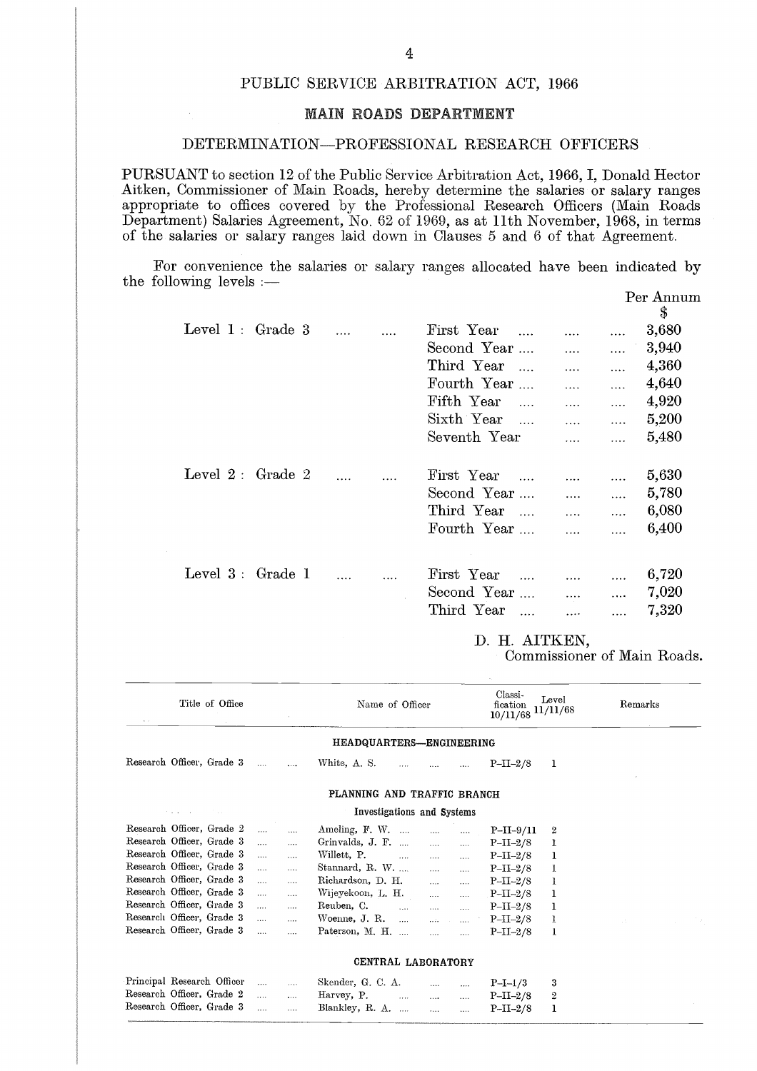## PUBLIC SERVICE ARBITRATION ACT, 1966

### MAIN ROADS DEPARTMENT

### DETERMINATION—PROFESSIONAL RESEARCH OFFICERS

PURSUANT to section 12 of the Public Service Arbitration Act, 1966, I, Donald Hector Aitken, Commissioner of Main Roads, hereby determine the salaries or salary ranges appropriate to offices covered by the Professional Research Officers (Main Roads Department) Salaries Agreement, No. 62 of 1969, as at 11th November, 1968, in terms of the salaries or salary ranges laid down in Clauses 5 and 6 of that Agreement.

For convenience the salaries or salary ranges allocated have been indicated by the following levels :—

| Level | Year | Per Annum $ |
|---|---|---|
| Level 1 : Grade 3 | First Year | 3,680 |
| | Second Year | 3,940 |
| | Third Year | 4,360 |
| | Fourth Year | 4,640 |
| | Fifth Year | 4,920 |
| | Sixth Year | 5,200 |
| | Seventh Year | 5,480 |
| Level 2 : Grade 2 | First Year | 5,630 |
| | Second Year | 5,780 |
| | Third Year | 6,080 |
| | Fourth Year | 6,400 |
| Level 3 : Grade 1 | First Year | 6,720 |
| | Second Year | 7,020 |
| | Third Year | 7,320 |

D. H. AITKEN,
Commissioner of Main Roads.

| Title of Office | Name of Officer | Classification 10/11/68 | Level 11/11/68 | Remarks |
|---|---|---|---|---|
| **HEADQUARTERS—ENGINEERING** | | | | |
| Research Officer, Grade 3 | White, A. S. | P–II–2/8 | 1 | |
| **PLANNING AND TRAFFIC BRANCH** | | | | |
| **Investigations and Systems** | | | | |
| Research Officer, Grade 2 | Ameling, F. W. | P–II–9/11 | 2 | |
| Research Officer, Grade 3 | Grinvalds, J. F. | P–II–2/8 | 1 | |
| Research Officer, Grade 3 | Willett, P. | P–II–2/8 | 1 | |
| Research Officer, Grade 3 | Stannard, R. W. | P–II–2/8 | 1 | |
| Research Officer, Grade 3 | Richardson, D. H. | P–II–2/8 | 1 | |
| Research Officer, Grade 3 | Wijeyekoon, L. H. | P–II–2/8 | 1 | |
| Research Officer, Grade 3 | Reuben, C. | P–II–2/8 | 1 | |
| Research Officer, Grade 3 | Woenne, J. R. | P–II–2/8 | 1 | |
| Research Officer, Grade 3 | Paterson, M. H. | P–II–2/8 | 1 | |
| **CENTRAL LABORATORY** | | | | |
| Principal Research Officer | Skender, G. C. A. | P–I–1/3 | 3 | |
| Research Officer, Grade 2 | Harvey, P. | P–II–2/8 | 2 | |
| Research Officer, Grade 3 | Blankley, R. A. | P–II–2/8 | 1 | |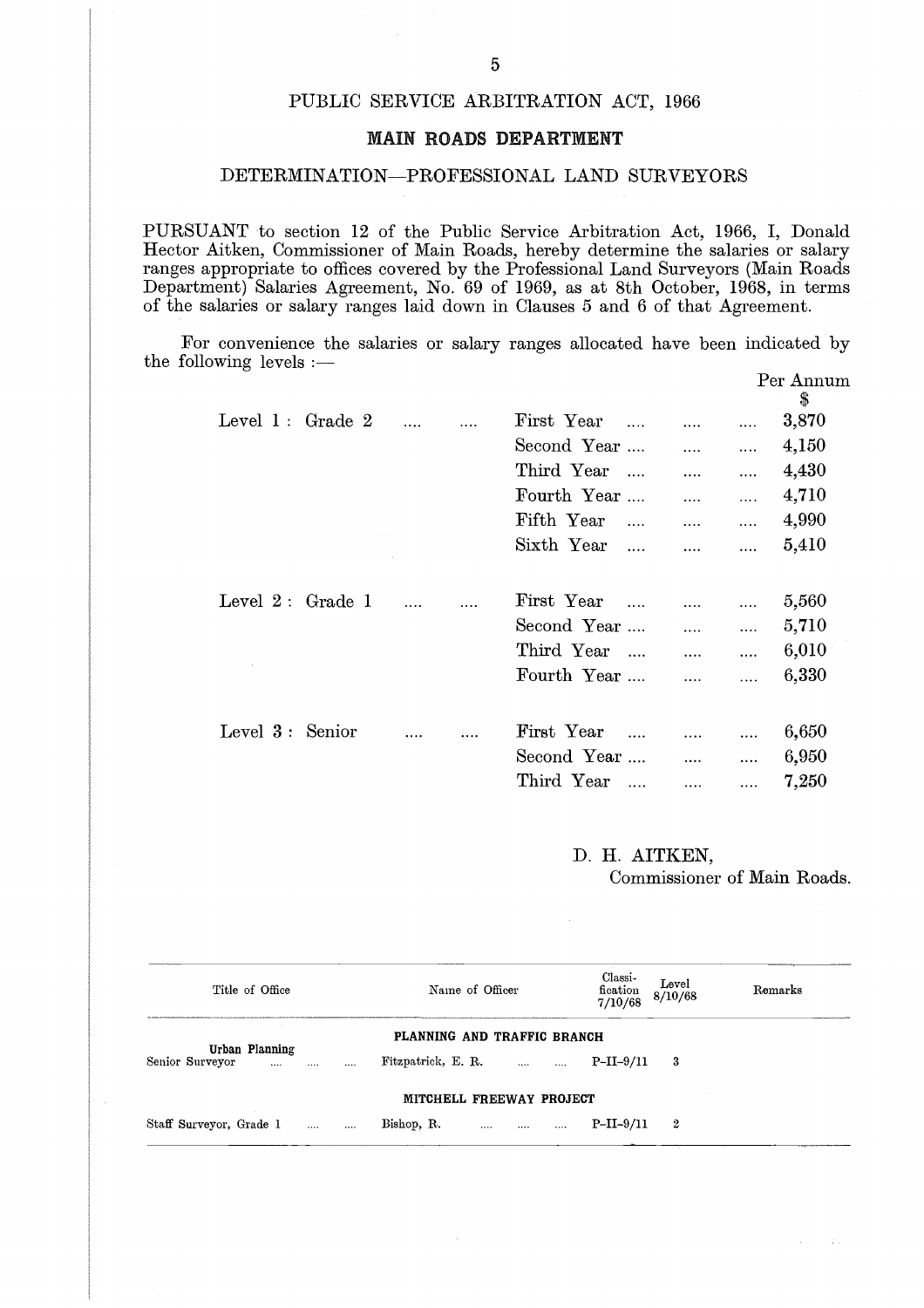# PUBLIC SERVICE ARBITRATION ACT, 1966

## MAIN ROADS DEPARTMENT

### DETERMINATION—PROFESSIONAL LAND SURVEYORS

PURSUANT to section 12 of the Public Service Arbitration Act, 1966, I, Donald Hector Aitken, Commissioner of Main Roads, hereby determine the salaries or salary ranges appropriate to offices covered by the Professional Land Surveyors (Main Roads Department) Salaries Agreement, No. 69 of 1969, as at 8th October, 1968, in terms of the salaries or salary ranges laid down in Clauses 5 and 6 of that Agreement.

For convenience the salaries or salary ranges allocated have been indicated by the following levels :—

| Level | | Per Annum $ |
|---|---|---|
| Level 1 : Grade 2 | First Year | 3,870 |
| | Second Year | 4,150 |
| | Third Year | 4,430 |
| | Fourth Year | 4,710 |
| | Fifth Year | 4,990 |
| | Sixth Year | 5,410 |
| Level 2 : Grade 1 | First Year | 5,560 |
| | Second Year | 5,710 |
| | Third Year | 6,010 |
| | Fourth Year | 6,330 |
| Level 3 : Senior | First Year | 6,650 |
| | Second Year | 6,950 |
| | Third Year | 7,250 |

D. H. AITKEN,
Commissioner of Main Roads.

| Title of Office | Name of Officer | Classification 7/10/68 | Level 8/10/68 | Remarks |
|---|---|---|---|---|
| | **PLANNING AND TRAFFIC BRANCH** | | | |
| **Urban Planning** | | | | |
| Senior Surveyor | Fitzpatrick, E. R. | P–II–9/11 | 3 | |
| | **MITCHELL FREEWAY PROJECT** | | | |
| Staff Surveyor, Grade 1 | Bishop, R. | P–II–9/11 | 2 | |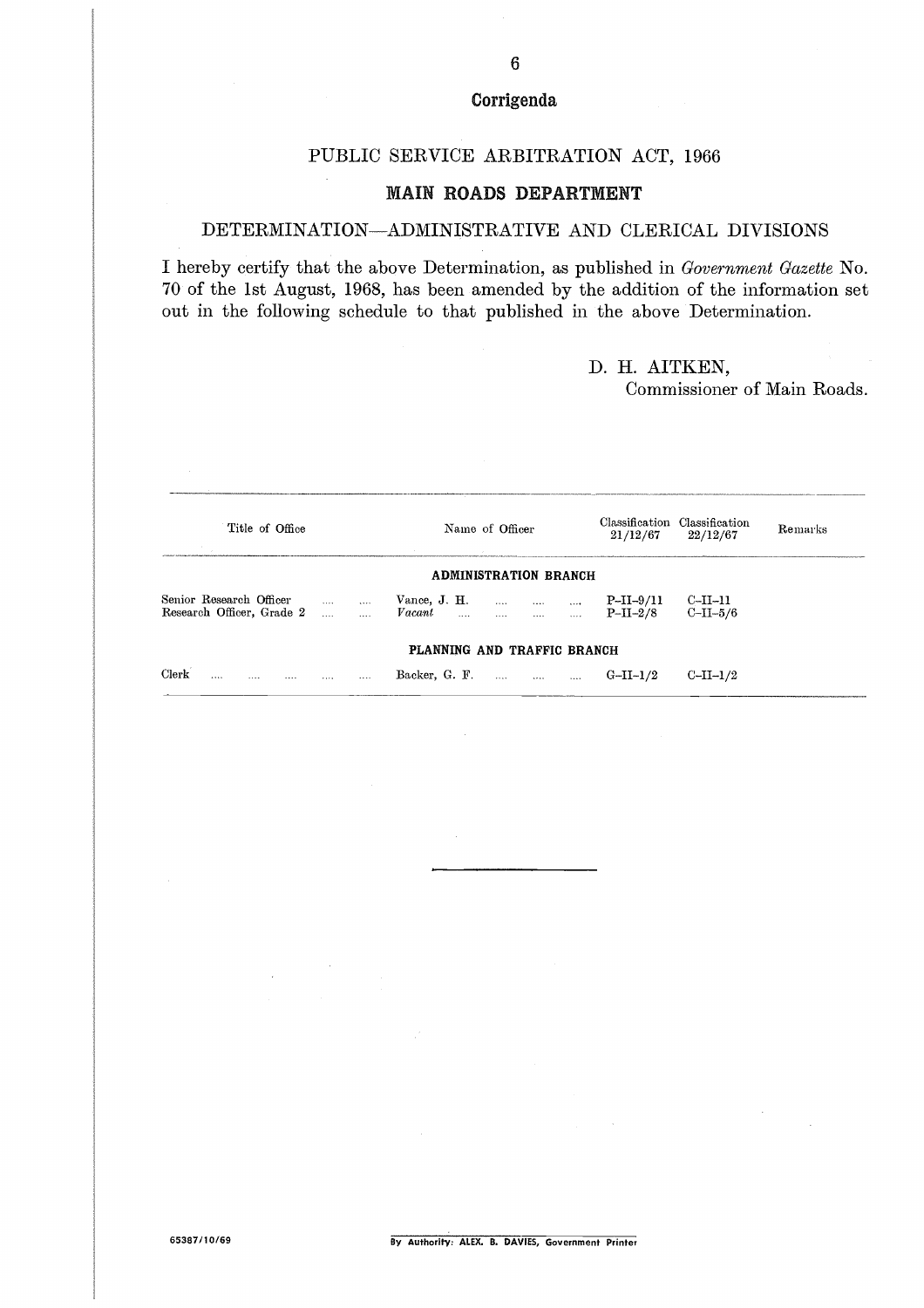## Corrigenda

# PUBLIC SERVICE ARBITRATION ACT, 1966

## MAIN ROADS DEPARTMENT

### DETERMINATION—ADMINISTRATIVE AND CLERICAL DIVISIONS

I hereby certify that the above Determination, as published in *Government Gazette* No. 70 of the 1st August, 1968, has been amended by the addition of the information set out in the following schedule to that published in the above Determination.

D. H. AITKEN,
Commissioner of Main Roads.

| Title of Office | Name of Officer | Classification 21/12/67 | Classification 22/12/67 | Remarks |
|---|---|---|---|---|
| **ADMINISTRATION BRANCH** | | | | |
| Senior Research Officer | Vance, J. H. | P–II–9/11 | C–II–11 | |
| Research Officer, Grade 2 | *Vacant* | P–II–2/8 | C–II–5/6 | |
| **PLANNING AND TRAFFIC BRANCH** | | | | |
| Clerk | Backer, G. F. | G–II–1/2 | C–II–1/2 | |

65387/10/69

By Authority: ALEX. B. DAVIES, Government Printer